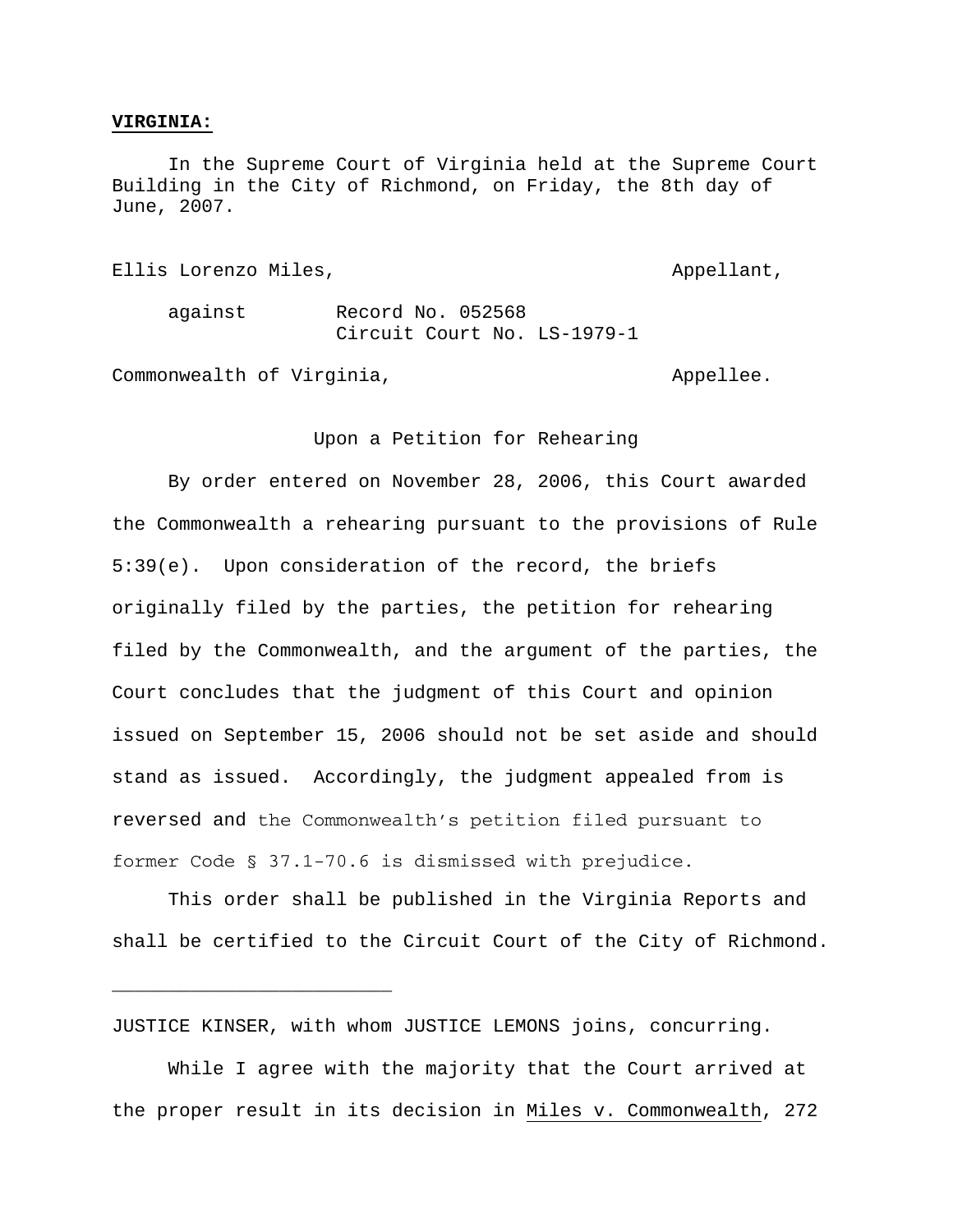**VIRGINIA:**

In the Supreme Court of Virginia held at the Supreme Court Building in the City of Richmond, on Friday, the 8th day of June, 2007.

Ellis Lorenzo Miles, Appellant,

against Record No. 052568
Circuit Court No. LS-1979-1

Commonwealth of Virginia, Appellee.

Upon a Petition for Rehearing

By order entered on November 28, 2006, this Court awarded the Commonwealth a rehearing pursuant to the provisions of Rule 5:39(e). Upon consideration of the record, the briefs originally filed by the parties, the petition for rehearing filed by the Commonwealth, and the argument of the parties, the Court concludes that the judgment of this Court and opinion issued on September 15, 2006 should not be set aside and should stand as issued. Accordingly, the judgment appealed from is reversed and the Commonwealth's petition filed pursuant to former Code § 37.1-70.6 is dismissed with prejudice.

This order shall be published in the Virginia Reports and shall be certified to the Circuit Court of the City of Richmond.

---

JUSTICE KINSER, with whom JUSTICE LEMONS joins, concurring.

While I agree with the majority that the Court arrived at the proper result in its decision in Miles v. Commonwealth, 272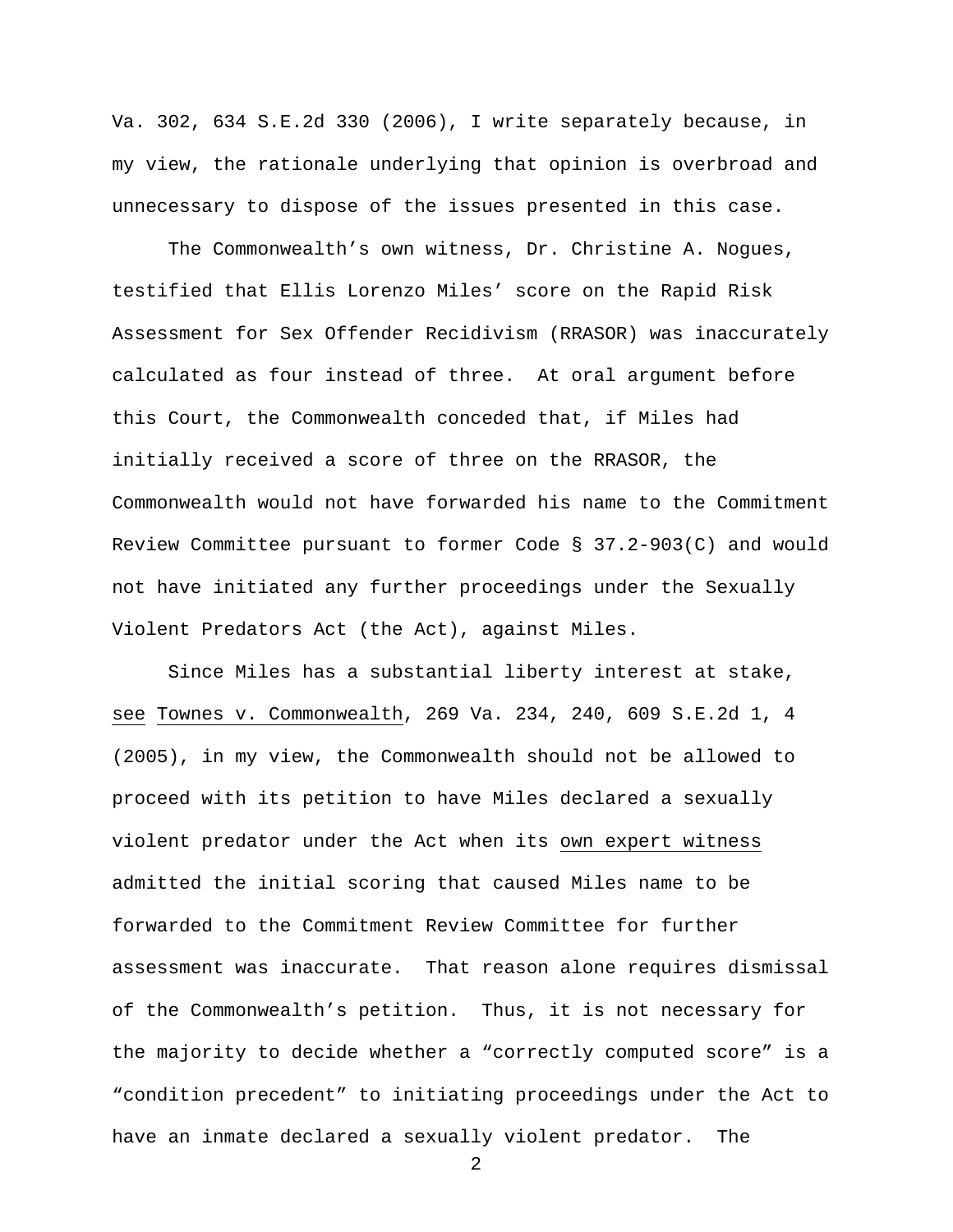Va. 302, 634 S.E.2d 330 (2006), I write separately because, in my view, the rationale underlying that opinion is overbroad and unnecessary to dispose of the issues presented in this case.

The Commonwealth's own witness, Dr. Christine A. Nogues, testified that Ellis Lorenzo Miles' score on the Rapid Risk Assessment for Sex Offender Recidivism (RRASOR) was inaccurately calculated as four instead of three. At oral argument before this Court, the Commonwealth conceded that, if Miles had initially received a score of three on the RRASOR, the Commonwealth would not have forwarded his name to the Commitment Review Committee pursuant to former Code § 37.2-903(C) and would not have initiated any further proceedings under the Sexually Violent Predators Act (the Act), against Miles.

Since Miles has a substantial liberty interest at stake, _see_ _Townes v. Commonwealth_, 269 Va. 234, 240, 609 S.E.2d 1, 4 (2005), in my view, the Commonwealth should not be allowed to proceed with its petition to have Miles declared a sexually violent predator under the Act when its _own expert witness_ admitted the initial scoring that caused Miles name to be forwarded to the Commitment Review Committee for further assessment was inaccurate. That reason alone requires dismissal of the Commonwealth's petition. Thus, it is not necessary for the majority to decide whether a "correctly computed score" is a "condition precedent" to initiating proceedings under the Act to have an inmate declared a sexually violent predator. The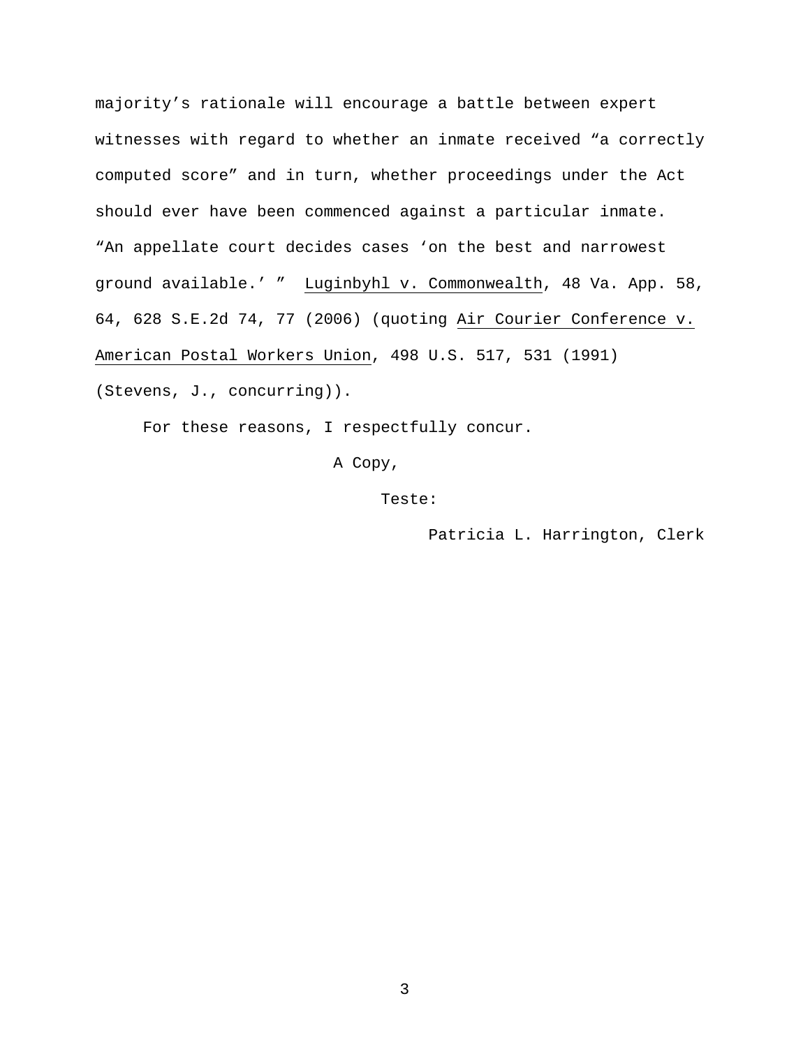majority's rationale will encourage a battle between expert witnesses with regard to whether an inmate received "a correctly computed score" and in turn, whether proceedings under the Act should ever have been commenced against a particular inmate. "An appellate court decides cases 'on the best and narrowest ground available.' " Luginbyhl v. Commonwealth, 48 Va. App. 58, 64, 628 S.E.2d 74, 77 (2006) (quoting Air Courier Conference v. American Postal Workers Union, 498 U.S. 517, 531 (1991) (Stevens, J., concurring)).

For these reasons, I respectfully concur.

A Copy,

Teste:

Patricia L. Harrington, Clerk